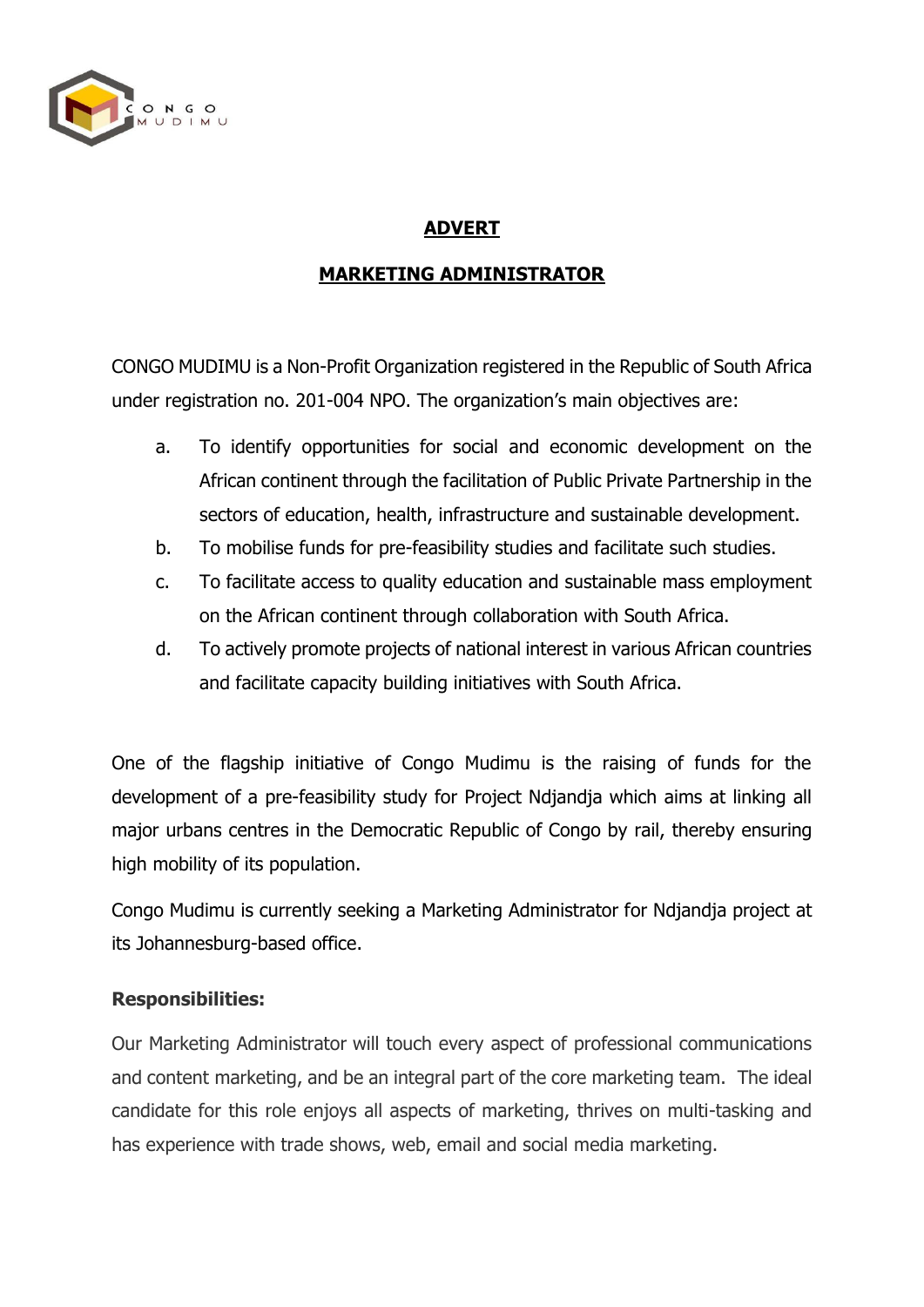# ADVERT

## MARKETING ADMINISTRATOR

CONGO MUDIMU is a Non-Profit Organization registered in the Republic of South Africa under registration no. 201-004 NPO. The organization's main objectives are:

a. To identify opportunities for social and economic development on the African continent through the facilitation of Public Private Partnership in the sectors of education, health, infrastructure and sustainable development.
b. To mobilise funds for pre-feasibility studies and facilitate such studies.
c. To facilitate access to quality education and sustainable mass employment on the African continent through collaboration with South Africa.
d. To actively promote projects of national interest in various African countries and facilitate capacity building initiatives with South Africa.

One of the flagship initiative of Congo Mudimu is the raising of funds for the development of a pre-feasibility study for Project Ndjandja which aims at linking all major urbans centres in the Democratic Republic of Congo by rail, thereby ensuring high mobility of its population.

Congo Mudimu is currently seeking a Marketing Administrator for Ndjandja project at its Johannesburg-based office.

**Responsibilities:**

Our Marketing Administrator will touch every aspect of professional communications and content marketing, and be an integral part of the core marketing team. The ideal candidate for this role enjoys all aspects of marketing, thrives on multi-tasking and has experience with trade shows, web, email and social media marketing.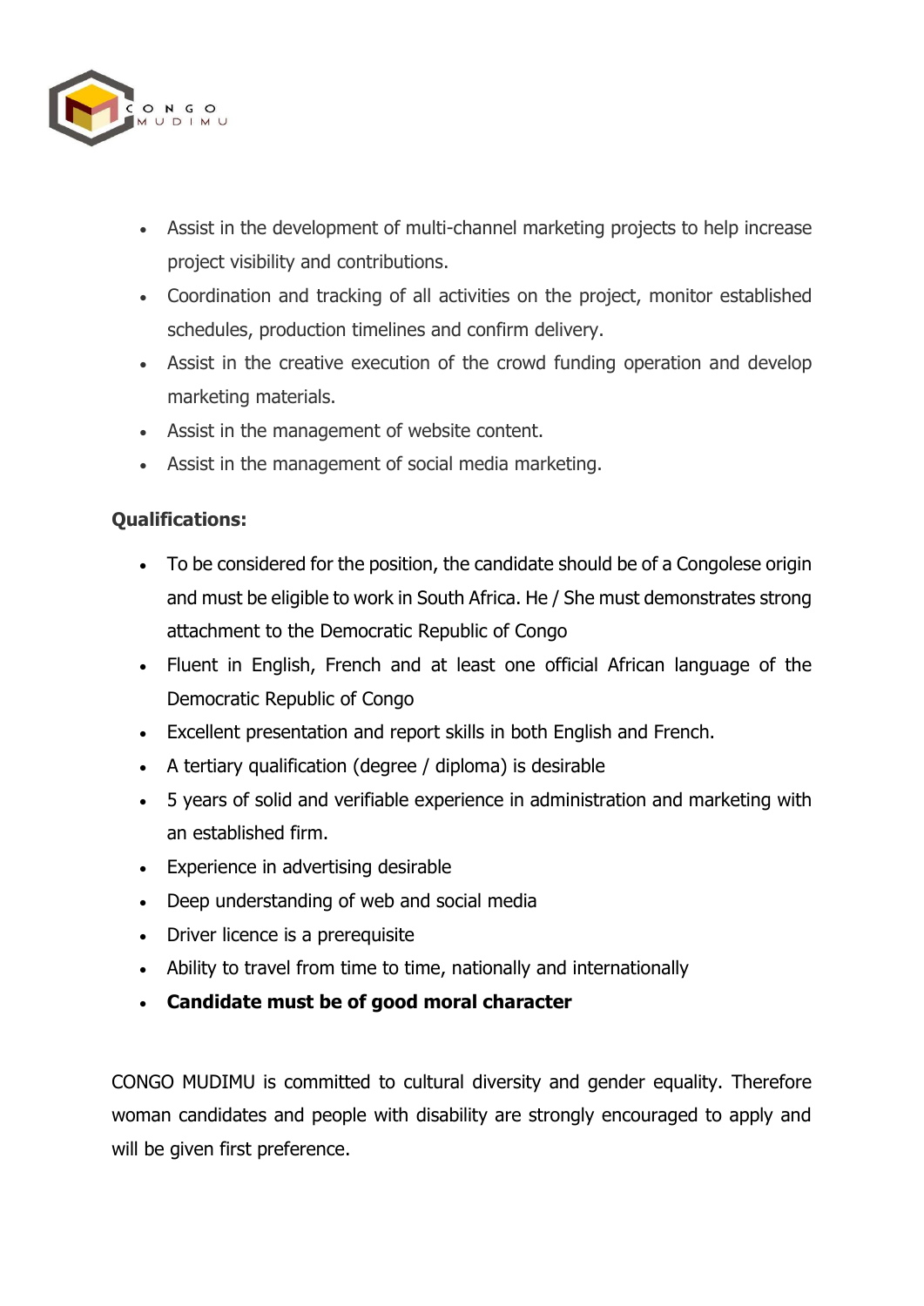- Assist in the development of multi-channel marketing projects to help increase project visibility and contributions.
- Coordination and tracking of all activities on the project, monitor established schedules, production timelines and confirm delivery.
- Assist in the creative execution of the crowd funding operation and develop marketing materials.
- Assist in the management of website content.
- Assist in the management of social media marketing.

**Qualifications:**

- To be considered for the position, the candidate should be of a Congolese origin and must be eligible to work in South Africa. He / She must demonstrates strong attachment to the Democratic Republic of Congo
- Fluent in English, French and at least one official African language of the Democratic Republic of Congo
- Excellent presentation and report skills in both English and French.
- A tertiary qualification (degree / diploma) is desirable
- 5 years of solid and verifiable experience in administration and marketing with an established firm.
- Experience in advertising desirable
- Deep understanding of web and social media
- Driver licence is a prerequisite
- Ability to travel from time to time, nationally and internationally
- **Candidate must be of good moral character**

CONGO MUDIMU is committed to cultural diversity and gender equality. Therefore woman candidates and people with disability are strongly encouraged to apply and will be given first preference.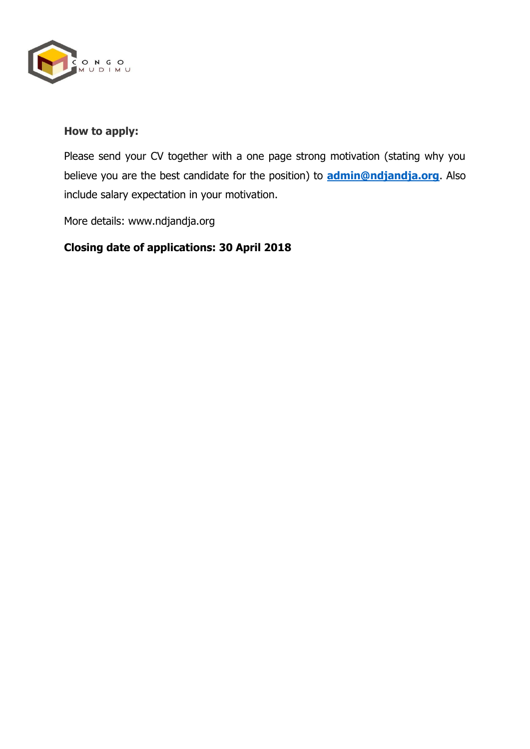**How to apply:**

Please send your CV together with a one page strong motivation (stating why you believe you are the best candidate for the position) to **admin@ndjandja.org**. Also include salary expectation in your motivation.

More details: www.ndjandja.org

**Closing date of applications: 30 April 2018**